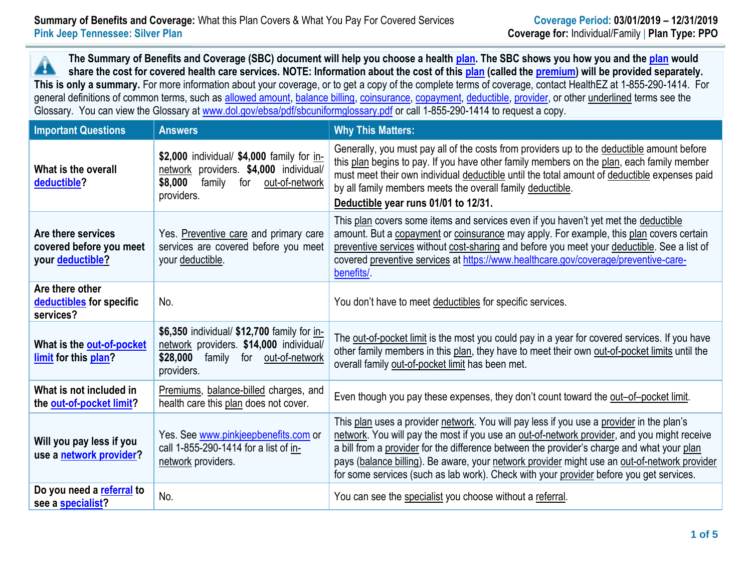**Summary of Benefits and Coverage:** What this Plan Covers & What You Pay For Covered Services
**Pink Jeep Tennessee: Silver Plan**

**Coverage Period: 03/01/2019 – 12/31/2019**
**Coverage for:** Individual/Family | **Plan Type: PPO**

**The Summary of Benefits and Coverage (SBC) document will help you choose a health plan. The SBC shows you how you and the plan would share the cost for covered health care services. NOTE: Information about the cost of this plan (called the premium) will be provided separately. This is only a summary.** For more information about your coverage, or to get a copy of the complete terms of coverage, contact HealthEZ at 1-855-290-1414. For general definitions of common terms, such as allowed amount, balance billing, coinsurance, copayment, deductible, provider, or other underlined terms see the Glossary. You can view the Glossary at www.dol.gov/ebsa/pdf/sbcuniformglossary.pdf or call 1-855-290-1414 to request a copy.

| Important Questions | Answers | Why This Matters: |
|---|---|---|
| **What is the overall deductible?** | **$2,000** individual/ **$4,000** family for in-network providers. **$4,000** individual/ **$8,000** family for out-of-network providers. | Generally, you must pay all of the costs from providers up to the deductible amount before this plan begins to pay. If you have other family members on the plan, each family member must meet their own individual deductible until the total amount of deductible expenses paid by all family members meets the overall family deductible. **Deductible year runs 01/01 to 12/31.** |
| **Are there services covered before you meet your deductible?** | Yes. Preventive care and primary care services are covered before you meet your deductible. | This plan covers some items and services even if you haven't yet met the deductible amount. But a copayment or coinsurance may apply. For example, this plan covers certain preventive services without cost-sharing and before you meet your deductible. See a list of covered preventive services at https://www.healthcare.gov/coverage/preventive-care-benefits/. |
| **Are there other deductibles for specific services?** | No. | You don't have to meet deductibles for specific services. |
| **What is the out-of-pocket limit for this plan?** | **$6,350** individual/ **$12,700** family for in-network providers. **$14,000** individual/ **$28,000** family for out-of-network providers. | The out-of-pocket limit is the most you could pay in a year for covered services. If you have other family members in this plan, they have to meet their own out-of-pocket limits until the overall family out-of-pocket limit has been met. |
| **What is not included in the out-of-pocket limit?** | Premiums, balance-billed charges, and health care this plan does not cover. | Even though you pay these expenses, they don't count toward the out–of–pocket limit. |
| **Will you pay less if you use a network provider?** | Yes. See www.pinkjeepbenefits.com or call 1-855-290-1414 for a list of in-network providers. | This plan uses a provider network. You will pay less if you use a provider in the plan's network. You will pay the most if you use an out-of-network provider, and you might receive a bill from a provider for the difference between the provider's charge and what your plan pays (balance billing). Be aware, your network provider might use an out-of-network provider for some services (such as lab work). Check with your provider before you get services. |
| **Do you need a referral to see a specialist?** | No. | You can see the specialist you choose without a referral. |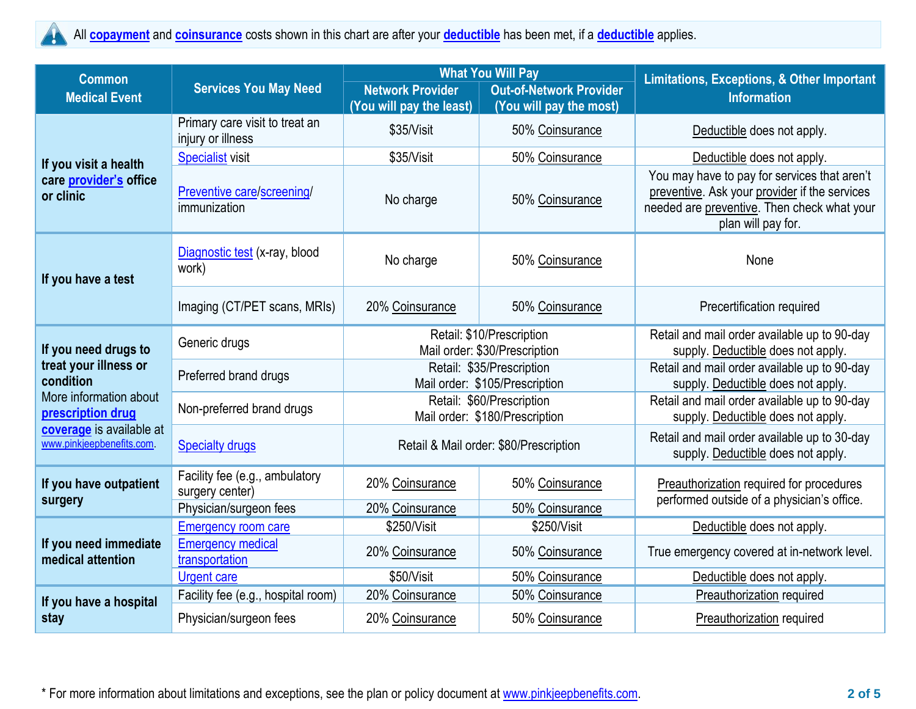All copayment and coinsurance costs shown in this chart are after your deductible has been met, if a deductible applies.

| Common Medical Event | Services You May Need | What You Will Pay | | Limitations, Exceptions, & Other Important Information |
|---|---|---|---|---|
| | | Network Provider (You will pay the least) | Out-of-Network Provider (You will pay the most) | |
| If you visit a health care provider's office or clinic | Primary care visit to treat an injury or illness | $35/Visit | 50% Coinsurance | Deductible does not apply. |
| | Specialist visit | $35/Visit | 50% Coinsurance | Deductible does not apply. |
| | Preventive care/screening/ immunization | No charge | 50% Coinsurance | You may have to pay for services that aren't preventive. Ask your provider if the services needed are preventive. Then check what your plan will pay for. |
| If you have a test | Diagnostic test (x-ray, blood work) | No charge | 50% Coinsurance | None |
| | Imaging (CT/PET scans, MRIs) | 20% Coinsurance | 50% Coinsurance | Precertification required |
| If you need drugs to treat your illness or condition More information about prescription drug coverage is available at www.pinkjeepbenefits.com. | Generic drugs | Retail: $10/Prescription Mail order: $30/Prescription | | Retail and mail order available up to 90-day supply. Deductible does not apply. |
| | Preferred brand drugs | Retail: $35/Prescription Mail order: $105/Prescription | | Retail and mail order available up to 90-day supply. Deductible does not apply. |
| | Non-preferred brand drugs | Retail: $60/Prescription Mail order: $180/Prescription | | Retail and mail order available up to 90-day supply. Deductible does not apply. |
| | Specialty drugs | Retail & Mail order: $80/Prescription | | Retail and mail order available up to 30-day supply. Deductible does not apply. |
| If you have outpatient surgery | Facility fee (e.g., ambulatory surgery center) | 20% Coinsurance | 50% Coinsurance | Preauthorization required for procedures performed outside of a physician's office. |
| | Physician/surgeon fees | 20% Coinsurance | 50% Coinsurance | |
| If you need immediate medical attention | Emergency room care | $250/Visit | $250/Visit | Deductible does not apply. |
| | Emergency medical transportation | 20% Coinsurance | 50% Coinsurance | True emergency covered at in-network level. |
| | Urgent care | $50/Visit | 50% Coinsurance | Deductible does not apply. |
| If you have a hospital stay | Facility fee (e.g., hospital room) | 20% Coinsurance | 50% Coinsurance | Preauthorization required |
| | Physician/surgeon fees | 20% Coinsurance | 50% Coinsurance | Preauthorization required |

* For more information about limitations and exceptions, see the plan or policy document at www.pinkjeepbenefits.com.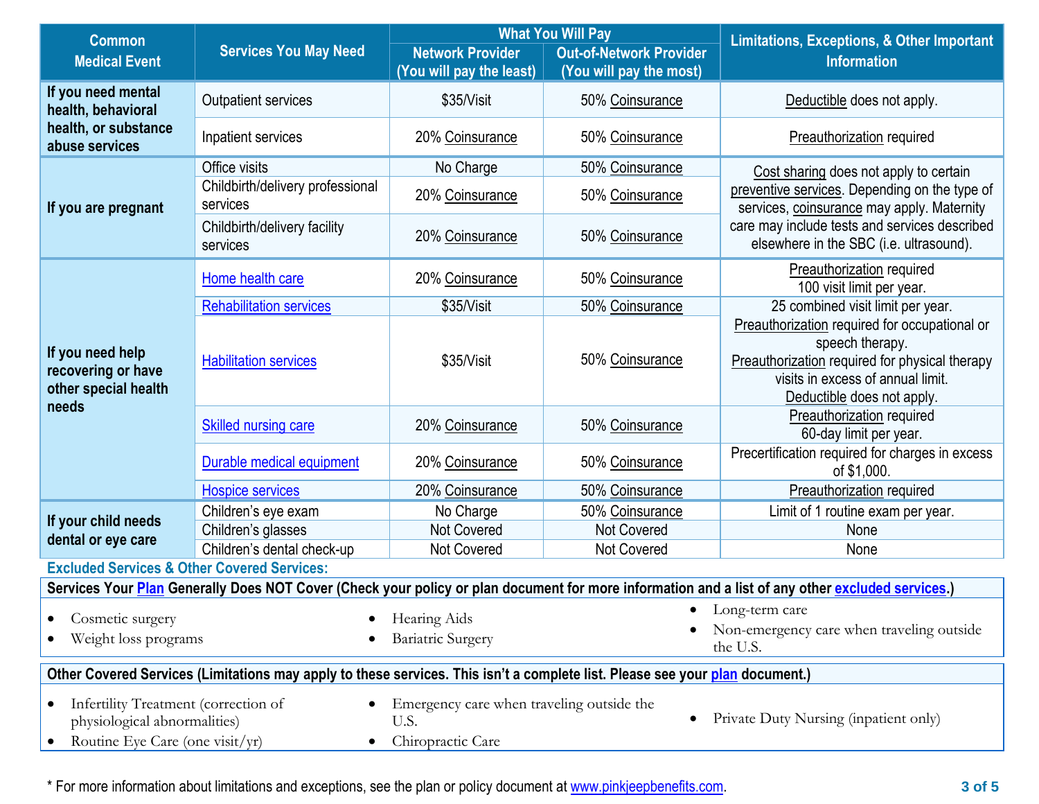| Common Medical Event | Services You May Need | What You Will Pay | | Limitations, Exceptions, & Other Important Information |
|---|---|---|---|---|
| | | Network Provider (You will pay the least) | Out-of-Network Provider (You will pay the most) | |
| If you need mental health, behavioral health, or substance abuse services | Outpatient services | $35/Visit | 50% Coinsurance | Deductible does not apply. |
| | Inpatient services | 20% Coinsurance | 50% Coinsurance | Preauthorization required |
| If you are pregnant | Office visits | No Charge | 50% Coinsurance | Cost sharing does not apply to certain preventive services. Depending on the type of services, coinsurance may apply. Maternity care may include tests and services described elsewhere in the SBC (i.e. ultrasound). |
| | Childbirth/delivery professional services | 20% Coinsurance | 50% Coinsurance | |
| | Childbirth/delivery facility services | 20% Coinsurance | 50% Coinsurance | |
| If you need help recovering or have other special health needs | Home health care | 20% Coinsurance | 50% Coinsurance | Preauthorization required 100 visit limit per year. |
| | Rehabilitation services | $35/Visit | 50% Coinsurance | 25 combined visit limit per year. Preauthorization required for occupational or speech therapy. Preauthorization required for physical therapy visits in excess of annual limit. Deductible does not apply. |
| | Habilitation services | $35/Visit | 50% Coinsurance | |
| | Skilled nursing care | 20% Coinsurance | 50% Coinsurance | Preauthorization required 60-day limit per year. |
| | Durable medical equipment | 20% Coinsurance | 50% Coinsurance | Precertification required for charges in excess of $1,000. |
| | Hospice services | 20% Coinsurance | 50% Coinsurance | Preauthorization required |
| If your child needs dental or eye care | Children's eye exam | No Charge | 50% Coinsurance | Limit of 1 routine exam per year. |
| | Children's glasses | Not Covered | Not Covered | None |
| | Children's dental check-up | Not Covered | Not Covered | None |

## Excluded Services & Other Covered Services:

**Services Your Plan Generally Does NOT Cover (Check your policy or plan document for more information and a list of any other excluded services.)**

- Cosmetic surgery
- Weight loss programs
- Hearing Aids
- Bariatric Surgery
- Long-term care
- Non-emergency care when traveling outside the U.S.

**Other Covered Services (Limitations may apply to these services. This isn't a complete list. Please see your plan document.)**

- Infertility Treatment (correction of physiological abnormalities)
- Routine Eye Care (one visit/yr)
- Emergency care when traveling outside the U.S.
- Chiropractic Care
- Private Duty Nursing (inpatient only)

\* For more information about limitations and exceptions, see the plan or policy document at www.pinkjeepbenefits.com.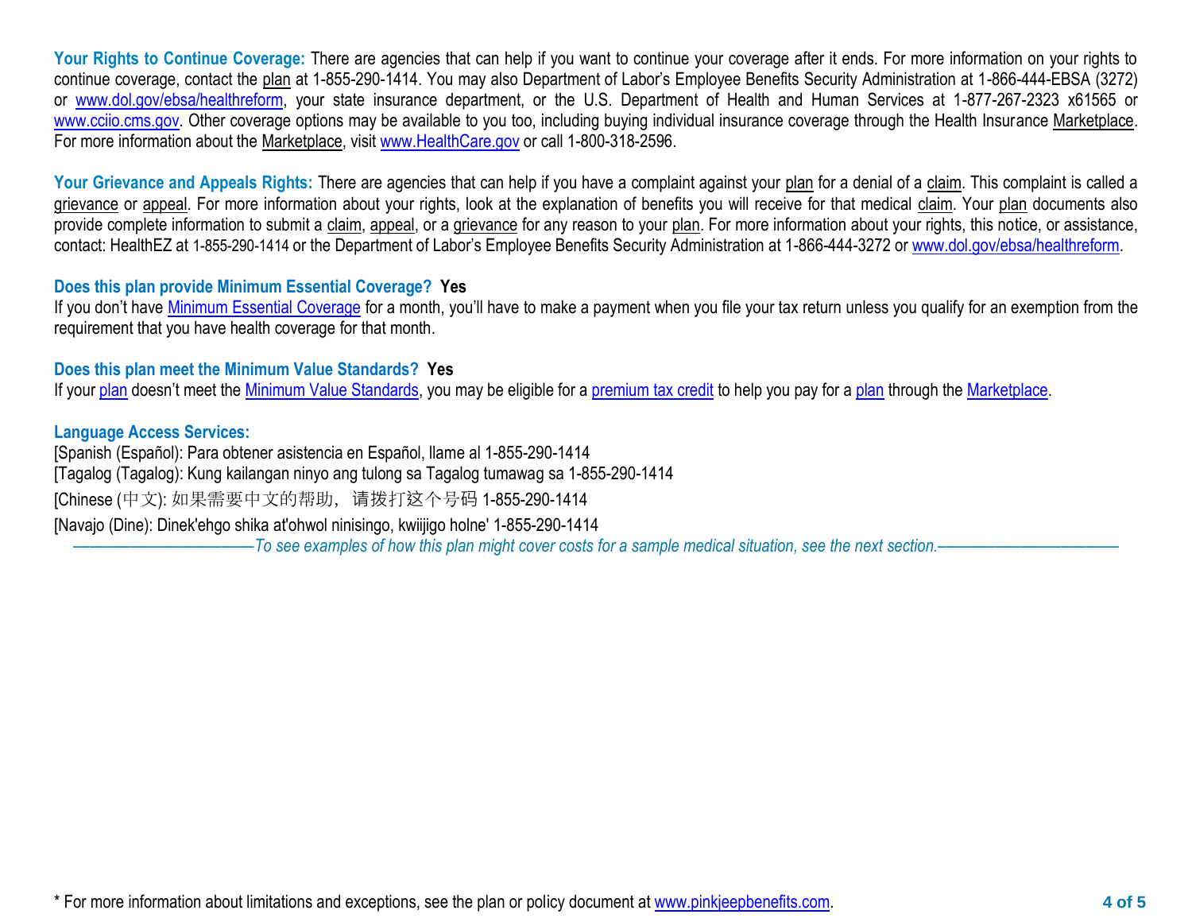**Your Rights to Continue Coverage:** There are agencies that can help if you want to continue your coverage after it ends. For more information on your rights to continue coverage, contact the plan at 1-855-290-1414. You may also Department of Labor's Employee Benefits Security Administration at 1-866-444-EBSA (3272) or www.dol.gov/ebsa/healthreform, your state insurance department, or the U.S. Department of Health and Human Services at 1-877-267-2323 x61565 or www.cciio.cms.gov. Other coverage options may be available to you too, including buying individual insurance coverage through the Health Insurance Marketplace. For more information about the Marketplace, visit www.HealthCare.gov or call 1-800-318-2596.

**Your Grievance and Appeals Rights:** There are agencies that can help if you have a complaint against your plan for a denial of a claim. This complaint is called a grievance or appeal. For more information about your rights, look at the explanation of benefits you will receive for that medical claim. Your plan documents also provide complete information to submit a claim, appeal, or a grievance for any reason to your plan. For more information about your rights, this notice, or assistance, contact: HealthEZ at 1-855-290-1414 or the Department of Labor's Employee Benefits Security Administration at 1-866-444-3272 or www.dol.gov/ebsa/healthreform.

**Does this plan provide Minimum Essential Coverage? Yes**

If you don't have Minimum Essential Coverage for a month, you'll have to make a payment when you file your tax return unless you qualify for an exemption from the requirement that you have health coverage for that month.

**Does this plan meet the Minimum Value Standards? Yes**

If your plan doesn't meet the Minimum Value Standards, you may be eligible for a premium tax credit to help you pay for a plan through the Marketplace.

**Language Access Services:**

[Spanish (Español): Para obtener asistencia en Español, llame al 1-855-290-1414

[Tagalog (Tagalog): Kung kailangan ninyo ang tulong sa Tagalog tumawag sa 1-855-290-1414

[Chinese (中文): 如果需要中文的帮助，请拨打这个号码 1-855-290-1414

[Navajo (Dine): Dinek'ehgo shika at'ohwol ninisingo, kwiijigo holne' 1-855-290-1414

*——————————To see examples of how this plan might cover costs for a sample medical situation, see the next section.——————————*

\* For more information about limitations and exceptions, see the plan or policy document at www.pinkjeepbenefits.com.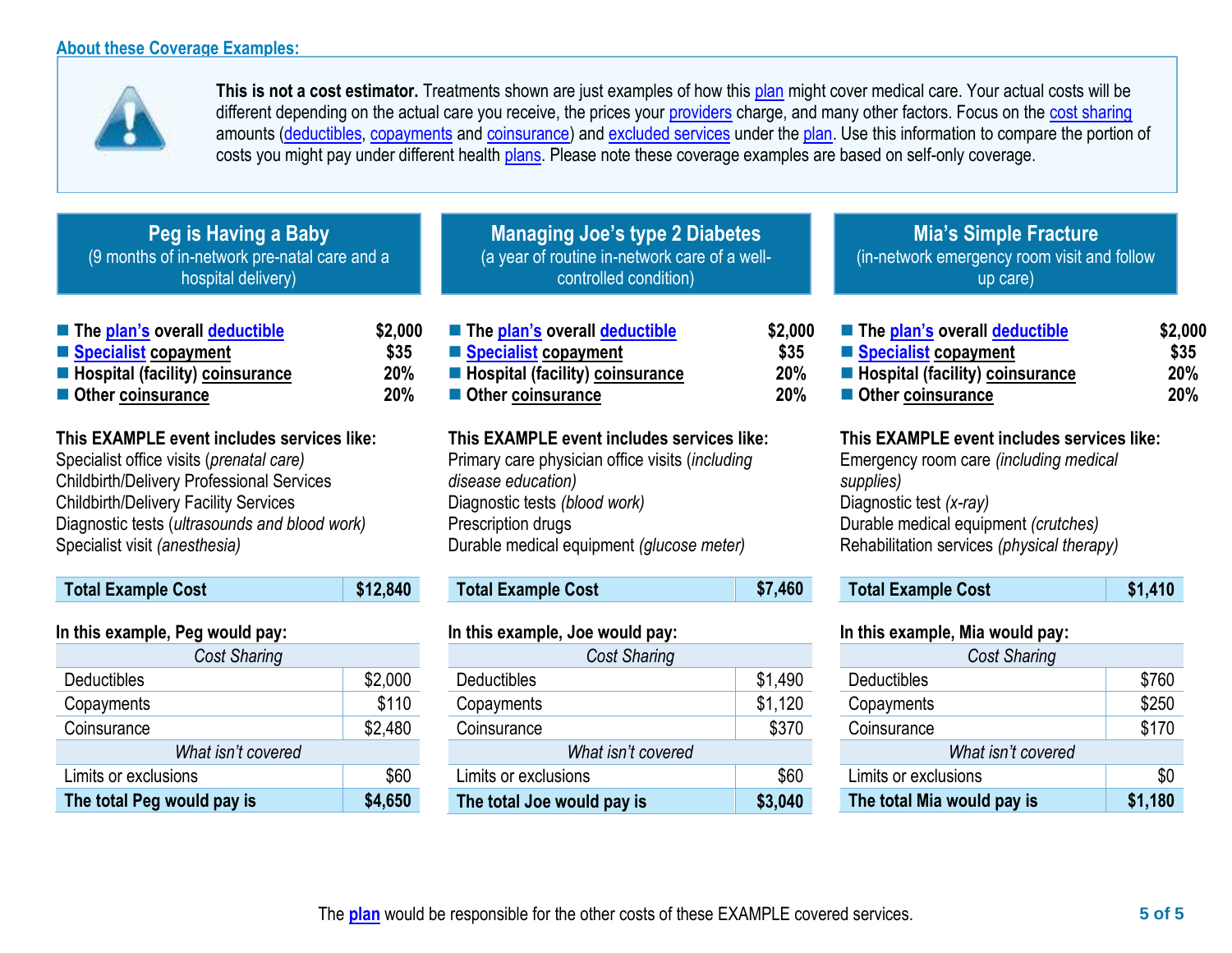## About these Coverage Examples:

**This is not a cost estimator.** Treatments shown are just examples of how this plan might cover medical care. Your actual costs will be different depending on the actual care you receive, the prices your providers charge, and many other factors. Focus on the cost sharing amounts (deductibles, copayments and coinsurance) and excluded services under the plan. Use this information to compare the portion of costs you might pay under different health plans. Please note these coverage examples are based on self-only coverage.

### Peg is Having a Baby
(9 months of in-network pre-natal care and a hospital delivery)

| | |
|---|---|
| **The plan's overall deductible** | **$2,000** |
| **Specialist copayment** | **$35** |
| **Hospital (facility) coinsurance** | **20%** |
| **Other coinsurance** | **20%** |

**This EXAMPLE event includes services like:**
Specialist office visits (*prenatal care)*
Childbirth/Delivery Professional Services
Childbirth/Delivery Facility Services
Diagnostic tests (*ultrasounds and blood work)*
Specialist visit *(anesthesia)*

| **Total Example Cost** | **$12,840** |
|---|---|

**In this example, Peg would pay:**

| *Cost Sharing* | |
|---|---|
| Deductibles | $2,000 |
| Copayments | $110 |
| Coinsurance | $2,480 |
| *What isn't covered* | |
| Limits or exclusions | $60 |
| **The total Peg would pay is** | **$4,650** |

### Managing Joe's type 2 Diabetes
(a year of routine in-network care of a well-controlled condition)

| | |
|---|---|
| **The plan's overall deductible** | **$2,000** |
| **Specialist copayment** | **$35** |
| **Hospital (facility) coinsurance** | **20%** |
| **Other coinsurance** | **20%** |

**This EXAMPLE event includes services like:**
Primary care physician office visits (*including disease education)*
Diagnostic tests *(blood work)*
Prescription drugs
Durable medical equipment *(glucose meter)*

| **Total Example Cost** | **$7,460** |
|---|---|

**In this example, Joe would pay:**

| *Cost Sharing* | |
|---|---|
| Deductibles | $1,490 |
| Copayments | $1,120 |
| Coinsurance | $370 |
| *What isn't covered* | |
| Limits or exclusions | $60 |
| **The total Joe would pay is** | **$3,040** |

### Mia's Simple Fracture
(in-network emergency room visit and follow up care)

| | |
|---|---|
| **The plan's overall deductible** | **$2,000** |
| **Specialist copayment** | **$35** |
| **Hospital (facility) coinsurance** | **20%** |
| **Other coinsurance** | **20%** |

**This EXAMPLE event includes services like:**
Emergency room care *(including medical supplies)*
Diagnostic test *(x-ray)*
Durable medical equipment *(crutches)*
Rehabilitation services *(physical therapy)*

| **Total Example Cost** | **$1,410** |
|---|---|

**In this example, Mia would pay:**

| *Cost Sharing* | |
|---|---|
| Deductibles | $760 |
| Copayments | $250 |
| Coinsurance | $170 |
| *What isn't covered* | |
| Limits or exclusions | $0 |
| **The total Mia would pay is** | **$1,180** |

The **plan** would be responsible for the other costs of these EXAMPLE covered services.